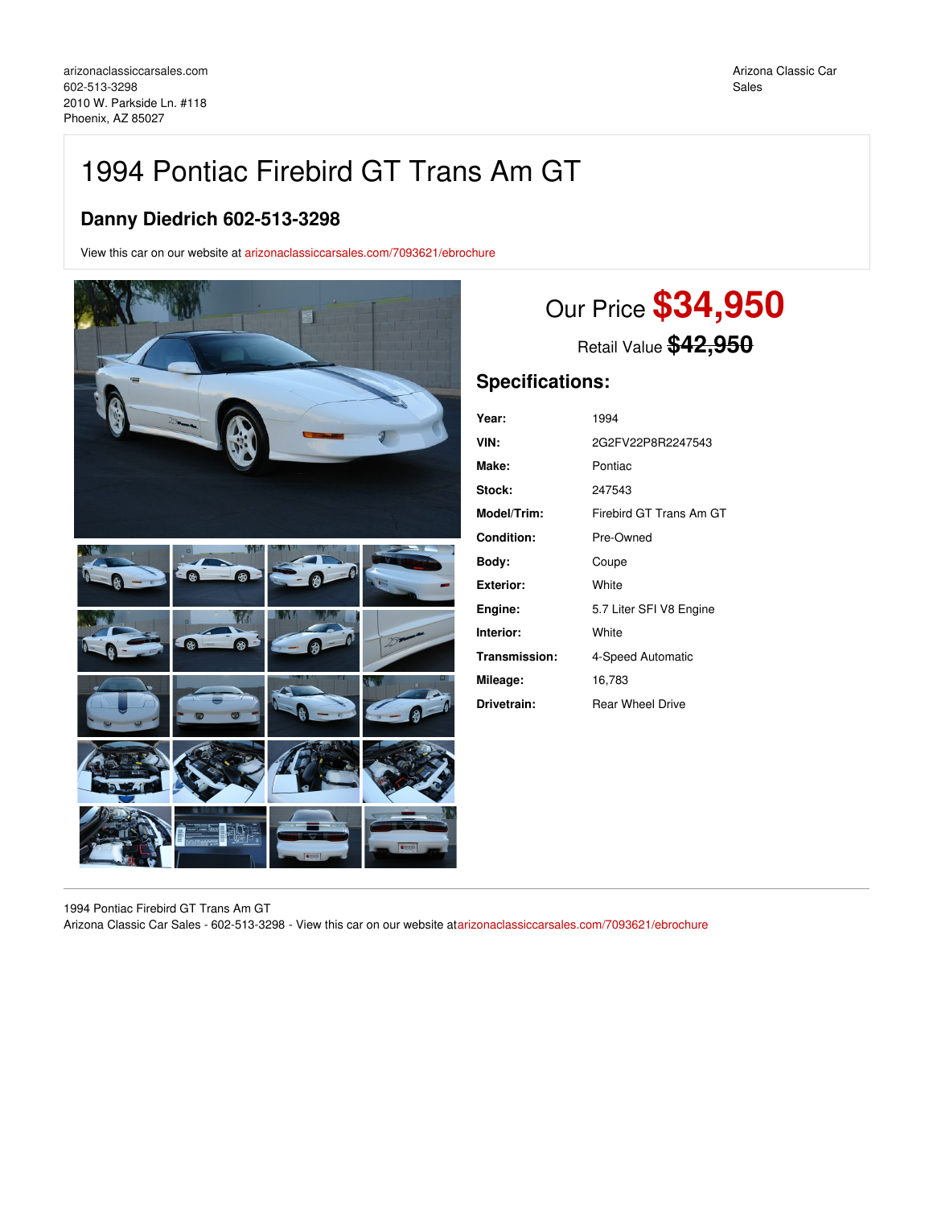arizonaclassiccarsales.com
602-513-3298
2010 W. Parkside Ln. #118
Phoenix, AZ 85027

Arizona Classic Car Sales

# 1994 Pontiac Firebird GT Trans Am GT

## Danny Diedrich 602-513-3298

View this car on our website at arizonaclassiccarsales.com/7093621/ebrochure

Our Price **$34,950**

Retail Value ~~$42,950~~

## Specifications:

| | |
|---|---|
| **Year:** | 1994 |
| **VIN:** | 2G2FV22P8R2247543 |
| **Make:** | Pontiac |
| **Stock:** | 247543 |
| **Model/Trim:** | Firebird GT Trans Am GT |
| **Condition:** | Pre-Owned |
| **Body:** | Coupe |
| **Exterior:** | White |
| **Engine:** | 5.7 Liter SFI V8 Engine |
| **Interior:** | White |
| **Transmission:** | 4-Speed Automatic |
| **Mileage:** | 16,783 |
| **Drivetrain:** | Rear Wheel Drive |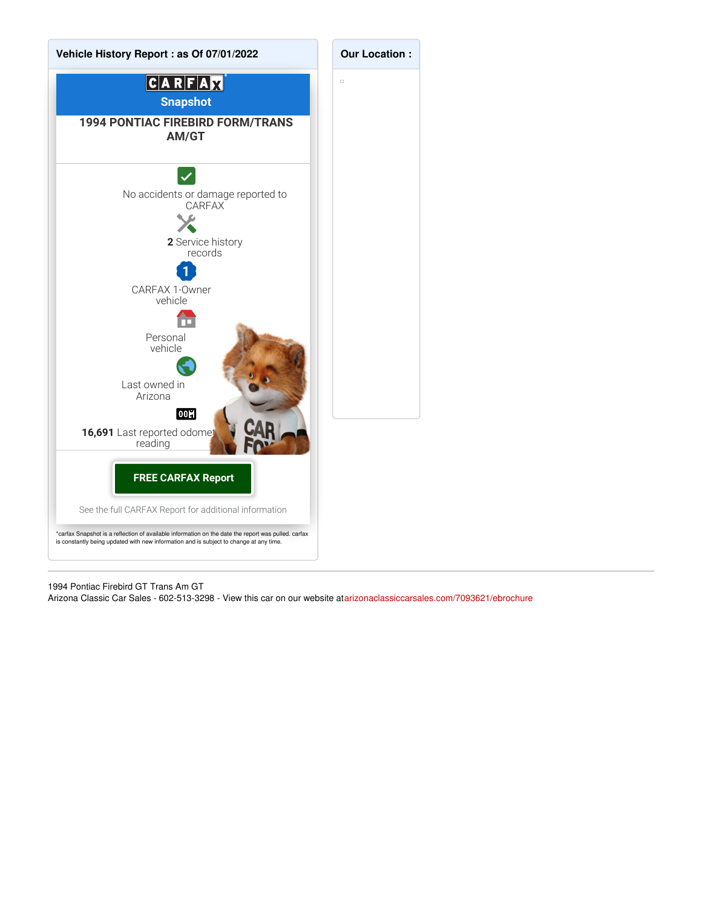## Vehicle History Report : as Of 07/01/2022

**CARFAX**

**Snapshot**

### 1994 PONTIAC FIREBIRD FORM/TRANS AM/GT

No accidents or damage reported to CARFAX

**2** Service history records

CARFAX 1-Owner vehicle

Personal vehicle

Last owned in Arizona

**16,691** Last reported odometer reading

**FREE CARFAX Report**

See the full CARFAX Report for additional information

*carfax Snapshot is a reflection of available information on the date the report was pulled. carfax is constantly being updated with new information and is subject to change at any time.

## Our Location :

---

1994 Pontiac Firebird GT Trans Am GT
Arizona Classic Car Sales - 602-513-3298 - View this car on our website at arizonaclassiccarsales.com/7093621/ebrochure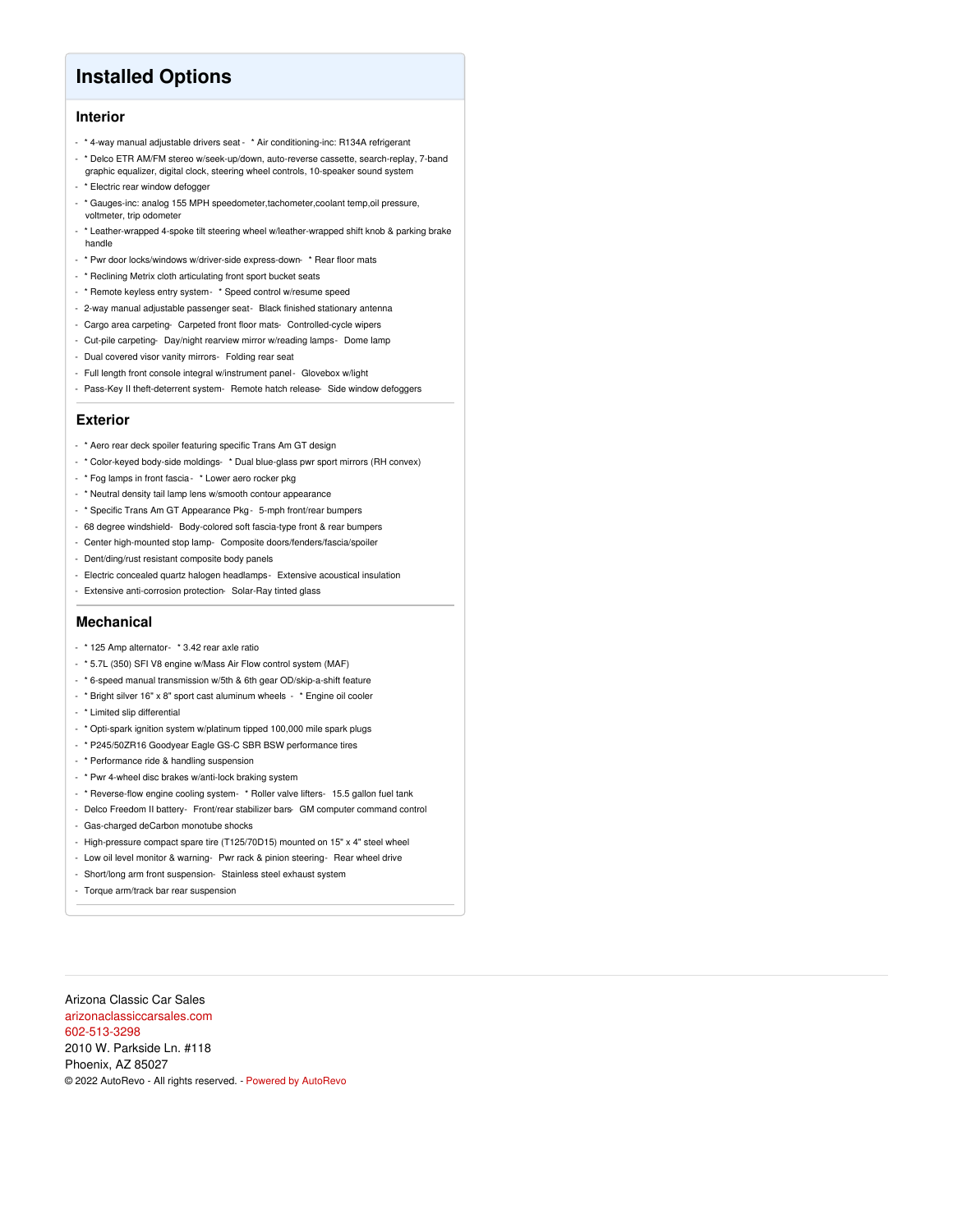# Installed Options

## Interior

- * 4-way manual adjustable drivers seat - * Air conditioning-inc: R134A refrigerant
- * Delco ETR AM/FM stereo w/seek-up/down, auto-reverse cassette, search-replay, 7-band graphic equalizer, digital clock, steering wheel controls, 10-speaker sound system
- * Electric rear window defogger
- * Gauges-inc: analog 155 MPH speedometer,tachometer,coolant temp,oil pressure, voltmeter, trip odometer
- * Leather-wrapped 4-spoke tilt steering wheel w/leather-wrapped shift knob & parking brake handle
- * Pwr door locks/windows w/driver-side express-down- * Rear floor mats
- * Reclining Metrix cloth articulating front sport bucket seats
- * Remote keyless entry system- * Speed control w/resume speed
- 2-way manual adjustable passenger seat- Black finished stationary antenna
- Cargo area carpeting- Carpeted front floor mats- Controlled-cycle wipers
- Cut-pile carpeting- Day/night rearview mirror w/reading lamps- Dome lamp
- Dual covered visor vanity mirrors- Folding rear seat
- Full length front console integral w/instrument panel- Glovebox w/light
- Pass-Key II theft-deterrent system- Remote hatch release- Side window defoggers

## Exterior

- * Aero rear deck spoiler featuring specific Trans Am GT design
- * Color-keyed body-side moldings- * Dual blue-glass pwr sport mirrors (RH convex)
- * Fog lamps in front fascia - * Lower aero rocker pkg
- * Neutral density tail lamp lens w/smooth contour appearance
- * Specific Trans Am GT Appearance Pkg - 5-mph front/rear bumpers
- 68 degree windshield- Body-colored soft fascia-type front & rear bumpers
- Center high-mounted stop lamp- Composite doors/fenders/fascia/spoiler
- Dent/ding/rust resistant composite body panels
- Electric concealed quartz halogen headlamps- Extensive acoustical insulation
- Extensive anti-corrosion protection- Solar-Ray tinted glass

## Mechanical

- * 125 Amp alternator- * 3.42 rear axle ratio
- * 5.7L (350) SFI V8 engine w/Mass Air Flow control system (MAF)
- * 6-speed manual transmission w/5th & 6th gear OD/skip-a-shift feature
- * Bright silver 16" x 8" sport cast aluminum wheels - * Engine oil cooler
- * Limited slip differential
- * Opti-spark ignition system w/platinum tipped 100,000 mile spark plugs
- * P245/50ZR16 Goodyear Eagle GS-C SBR BSW performance tires
- * Performance ride & handling suspension
- * Pwr 4-wheel disc brakes w/anti-lock braking system
- * Reverse-flow engine cooling system- * Roller valve lifters- 15.5 gallon fuel tank
- Delco Freedom II battery- Front/rear stabilizer bars- GM computer command control
- Gas-charged deCarbon monotube shocks
- High-pressure compact spare tire (T125/70D15) mounted on 15" x 4" steel wheel
- Low oil level monitor & warning- Pwr rack & pinion steering- Rear wheel drive
- Short/long arm front suspension- Stainless steel exhaust system
- Torque arm/track bar rear suspension

Arizona Classic Car Sales
arizonaclassiccarsales.com
602-513-3298
2010 W. Parkside Ln. #118
Phoenix, AZ 85027
© 2022 AutoRevo - All rights reserved. - Powered by AutoRevo